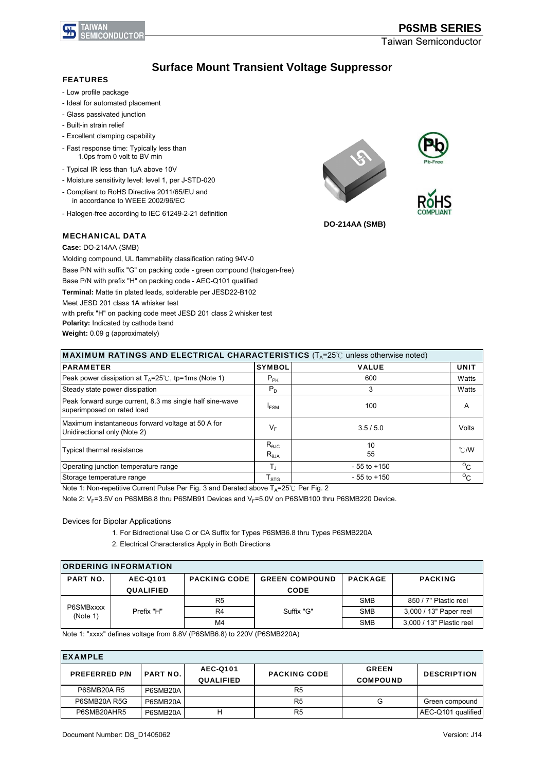# Surface Mount Transient Voltage Suppressor

## FEATURES

- Low profile package
- Ideal for automated placement
- Glass passivated junction
- Built-in strain relief
- Excellent clamping capability
- Fast response time: Typically less than 1.0ps from 0 volt to BV min
- Typical IR less than 1μA above 10V
- Moisture sensitivity level: level 1, per J-STD-020
- Compliant to RoHS Directive 2011/65/EU and in accordance to WEEE 2002/96/EC
- Halogen-free according to IEC 61249-2-21 definition

DO-214AA (SMB)

## MECHANICAL DATA

**Case:** DO-214AA (SMB)

Molding compound, UL flammability classification rating 94V-0

Base P/N with suffix "G" on packing code - green compound (halogen-free)

Base P/N with prefix "H" on packing code - AEC-Q101 qualified

**Terminal:** Matte tin plated leads, solderable per JESD22-B102

Meet JESD 201 class 1A whisker test

with prefix "H" on packing code meet JESD 201 class 2 whisker test

**Polarity:** Indicated by cathode band

**Weight:** 0.09 g (approximately)

| MAXIMUM RATINGS AND ELECTRICAL CHARACTERISTICS ($T_A$=25℃ unless otherwise noted) | | | |
|---|---|---|---|
| PARAMETER | SYMBOL | VALUE | UNIT |
| Peak power dissipation at $T_A$=25℃, tp=1ms (Note 1) | $P_{PK}$ | 600 | Watts |
| Steady state power dissipation | $P_D$ | 3 | Watts |
| Peak forward surge current, 8.3 ms single half sine-wave superimposed on rated load | $I_{FSM}$ | 100 | A |
| Maximum instantaneous forward voltage at 50 A for Unidirectional only (Note 2) | $V_F$ | 3.5 / 5.0 | Volts |
| Typical thermal resistance | $R_{\theta JC}$<br>$R_{\theta JA}$ | 10<br>55 | ℃/W |
| Operating junction temperature range | $T_J$ | - 55 to +150 | $^oC$ |
| Storage temperature range | $T_{STG}$ | - 55 to +150 | $^oC$ |

Note 1: Non-repetitive Current Pulse Per Fig. 3 and Derated above $T_A$=25℃ Per Fig. 2

Note 2: $V_F$=3.5V on P6SMB6.8 thru P6SMB91 Devices and $V_F$=5.0V on P6SMB100 thru P6SMB220 Device.

Devices for Bipolar Applications

1. For Bidrectional Use C or CA Suffix for Types P6SMB6.8 thru Types P6SMB220A
2. Electrical Characterstics Apply in Both Directions

| ORDERING INFORMATION | | | | | |
|---|---|---|---|---|---|
| PART NO. | AEC-Q101 QUALIFIED | PACKING CODE | GREEN COMPOUND CODE | PACKAGE | PACKING |
| P6SMBxxxx (Note 1) | Prefix "H" | R5 | Suffix "G" | SMB | 850 / 7" Plastic reel |
| | | R4 | | SMB | 3,000 / 13" Paper reel |
| | | M4 | | SMB | 3,000 / 13" Plastic reel |

Note 1: "xxxx" defines voltage from 6.8V (P6SMB6.8) to 220V (P6SMB220A)

| EXAMPLE | | | | | |
|---|---|---|---|---|---|
| PREFERRED P/N | PART NO. | AEC-Q101 QUALIFIED | PACKING CODE | GREEN COMPOUND | DESCRIPTION |
| P6SMB20A R5 | P6SMB20A | | R5 | | |
| P6SMB20A R5G | P6SMB20A | | R5 | G | Green compound |
| P6SMB20AHR5 | P6SMB20A | H | R5 | | AEC-Q101 qualified |

Document Number: DS_D1405062 Version: J14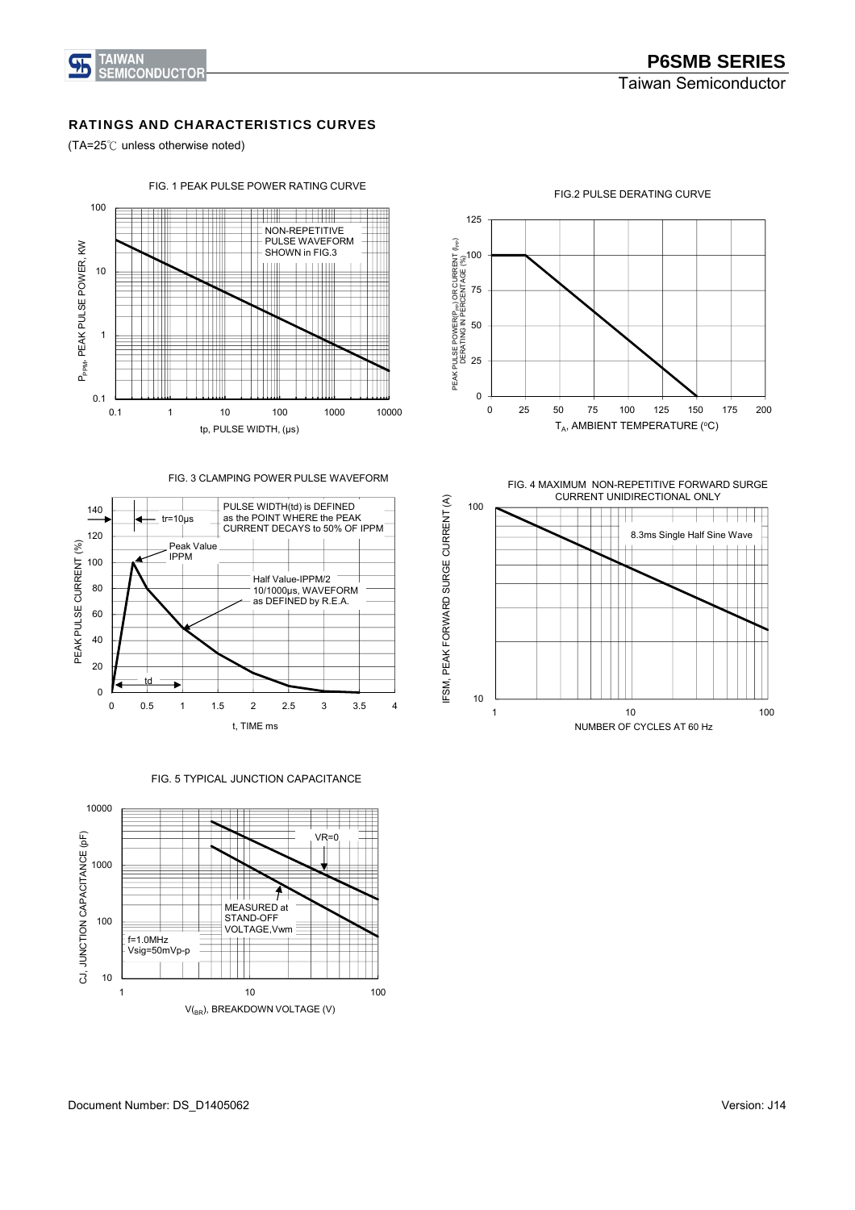## RATINGS AND CHARACTERISTICS CURVES

($T_A$=25℃ unless otherwise noted)

FIG. 1 PEAK PULSE POWER RATING CURVE

NON-REPETITIVE PULSE WAVEFORM SHOWN in FIG.3

$P_{PPM}$, PEAK PULSE POWER, KW

tp, PULSE WIDTH, (μs)

FIG.2 PULSE DERATING CURVE

PEAK PULSE POWER($P_{PP}$) OR CURRENT ($I_{PP}$) DERATING IN PERCENTAGE (%)

$T_A$, AMBIENT TEMPERATURE (°C)

FIG. 3 CLAMPING POWER PULSE WAVEFORM

PULSE WIDTH(td) is DEFINED as the POINT WHERE the PEAK CURRENT DECAYS to 50% OF IPPM

tr=10μs

Peak Value IPPM

Half Value-IPPM/2 10/1000μs, WAVEFORM as DEFINED by R.E.A.

td

PEAK PULSE CURRENT (%)

t, TIME ms

FIG. 4 MAXIMUM NON-REPETITIVE FORWARD SURGE CURRENT UNIDIRECTIONAL ONLY

8.3ms Single Half Sine Wave

IFSM, PEAK FORWARD SURGE CURRENT (A)

NUMBER OF CYCLES AT 60 Hz

FIG. 5 TYPICAL JUNCTION CAPACITANCE

VR=0

MEASURED at STAND-OFF VOLTAGE,Vwm

f=1.0MHz Vsig=50mVp-p

CJ, JUNCTION CAPACITANCE (pF)

$V_{(BR)}$, BREAKDOWN VOLTAGE (V)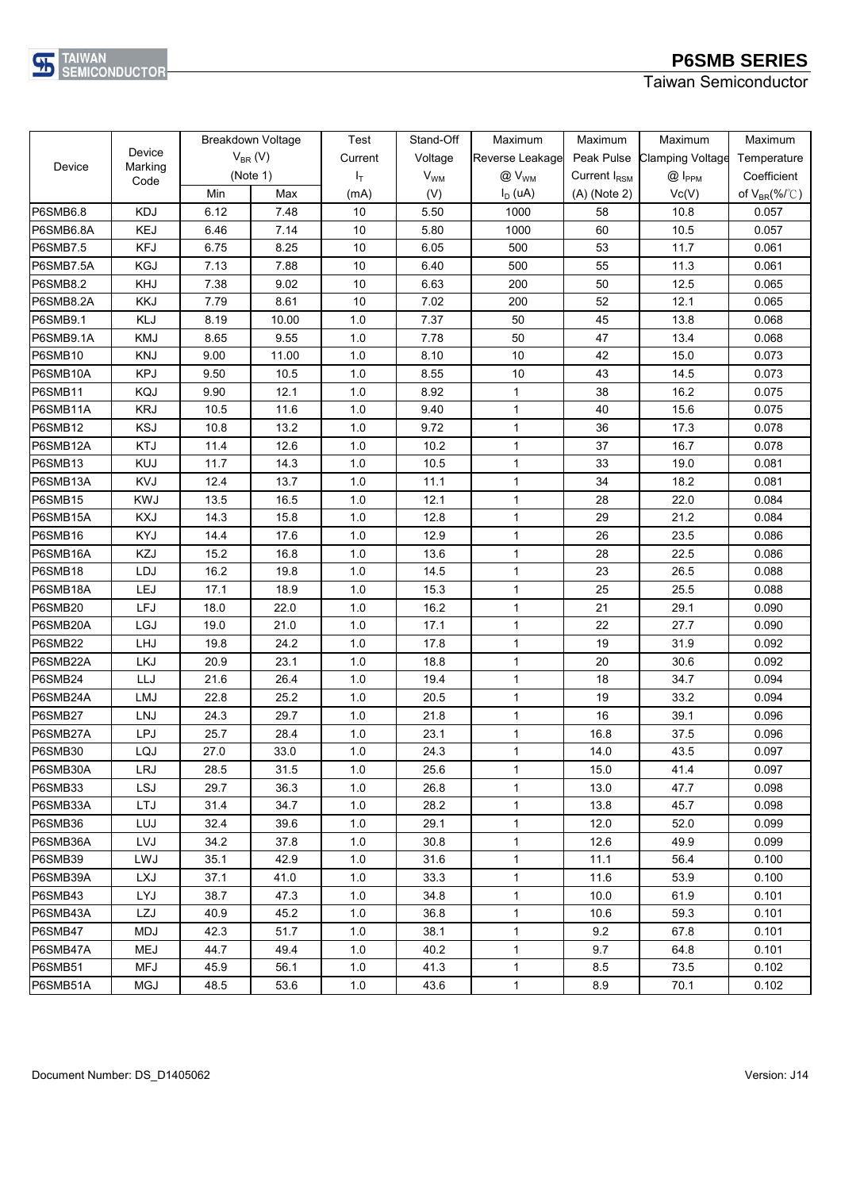| Device | Device Marking Code | Breakdown Voltage $V_{BR}$ (V) (Note 1) | | Test Current $I_T$ | Stand-Off Voltage $V_{WM}$ | Maximum Reverse Leakage @ $V_{WM}$ | Maximum Peak Pulse Current $I_{RSM}$ | Maximum Clamping Voltage @ $I_{PPM}$ | Maximum Temperature Coefficient |
|---|---|---|---|---|---|---|---|---|---|
| | | Min | Max | (mA) | (V) | $I_D$ (uA) | (A) (Note 2) | Vc(V) | of $V_{BR}$(%/℃) |
| P6SMB6.8 | KDJ | 6.12 | 7.48 | 10 | 5.50 | 1000 | 58 | 10.8 | 0.057 |
| P6SMB6.8A | KEJ | 6.46 | 7.14 | 10 | 5.80 | 1000 | 60 | 10.5 | 0.057 |
| P6SMB7.5 | KFJ | 6.75 | 8.25 | 10 | 6.05 | 500 | 53 | 11.7 | 0.061 |
| P6SMB7.5A | KGJ | 7.13 | 7.88 | 10 | 6.40 | 500 | 55 | 11.3 | 0.061 |
| P6SMB8.2 | KHJ | 7.38 | 9.02 | 10 | 6.63 | 200 | 50 | 12.5 | 0.065 |
| P6SMB8.2A | KKJ | 7.79 | 8.61 | 10 | 7.02 | 200 | 52 | 12.1 | 0.065 |
| P6SMB9.1 | KLJ | 8.19 | 10.00 | 1.0 | 7.37 | 50 | 45 | 13.8 | 0.068 |
| P6SMB9.1A | KMJ | 8.65 | 9.55 | 1.0 | 7.78 | 50 | 47 | 13.4 | 0.068 |
| P6SMB10 | KNJ | 9.00 | 11.00 | 1.0 | 8.10 | 10 | 42 | 15.0 | 0.073 |
| P6SMB10A | KPJ | 9.50 | 10.5 | 1.0 | 8.55 | 10 | 43 | 14.5 | 0.073 |
| P6SMB11 | KQJ | 9.90 | 12.1 | 1.0 | 8.92 | 1 | 38 | 16.2 | 0.075 |
| P6SMB11A | KRJ | 10.5 | 11.6 | 1.0 | 9.40 | 1 | 40 | 15.6 | 0.075 |
| P6SMB12 | KSJ | 10.8 | 13.2 | 1.0 | 9.72 | 1 | 36 | 17.3 | 0.078 |
| P6SMB12A | KTJ | 11.4 | 12.6 | 1.0 | 10.2 | 1 | 37 | 16.7 | 0.078 |
| P6SMB13 | KUJ | 11.7 | 14.3 | 1.0 | 10.5 | 1 | 33 | 19.0 | 0.081 |
| P6SMB13A | KVJ | 12.4 | 13.7 | 1.0 | 11.1 | 1 | 34 | 18.2 | 0.081 |
| P6SMB15 | KWJ | 13.5 | 16.5 | 1.0 | 12.1 | 1 | 28 | 22.0 | 0.084 |
| P6SMB15A | KXJ | 14.3 | 15.8 | 1.0 | 12.8 | 1 | 29 | 21.2 | 0.084 |
| P6SMB16 | KYJ | 14.4 | 17.6 | 1.0 | 12.9 | 1 | 26 | 23.5 | 0.086 |
| P6SMB16A | KZJ | 15.2 | 16.8 | 1.0 | 13.6 | 1 | 28 | 22.5 | 0.086 |
| P6SMB18 | LDJ | 16.2 | 19.8 | 1.0 | 14.5 | 1 | 23 | 26.5 | 0.088 |
| P6SMB18A | LEJ | 17.1 | 18.9 | 1.0 | 15.3 | 1 | 25 | 25.5 | 0.088 |
| P6SMB20 | LFJ | 18.0 | 22.0 | 1.0 | 16.2 | 1 | 21 | 29.1 | 0.090 |
| P6SMB20A | LGJ | 19.0 | 21.0 | 1.0 | 17.1 | 1 | 22 | 27.7 | 0.090 |
| P6SMB22 | LHJ | 19.8 | 24.2 | 1.0 | 17.8 | 1 | 19 | 31.9 | 0.092 |
| P6SMB22A | LKJ | 20.9 | 23.1 | 1.0 | 18.8 | 1 | 20 | 30.6 | 0.092 |
| P6SMB24 | LLJ | 21.6 | 26.4 | 1.0 | 19.4 | 1 | 18 | 34.7 | 0.094 |
| P6SMB24A | LMJ | 22.8 | 25.2 | 1.0 | 20.5 | 1 | 19 | 33.2 | 0.094 |
| P6SMB27 | LNJ | 24.3 | 29.7 | 1.0 | 21.8 | 1 | 16 | 39.1 | 0.096 |
| P6SMB27A | LPJ | 25.7 | 28.4 | 1.0 | 23.1 | 1 | 16.8 | 37.5 | 0.096 |
| P6SMB30 | LQJ | 27.0 | 33.0 | 1.0 | 24.3 | 1 | 14.0 | 43.5 | 0.097 |
| P6SMB30A | LRJ | 28.5 | 31.5 | 1.0 | 25.6 | 1 | 15.0 | 41.4 | 0.097 |
| P6SMB33 | LSJ | 29.7 | 36.3 | 1.0 | 26.8 | 1 | 13.0 | 47.7 | 0.098 |
| P6SMB33A | LTJ | 31.4 | 34.7 | 1.0 | 28.2 | 1 | 13.8 | 45.7 | 0.098 |
| P6SMB36 | LUJ | 32.4 | 39.6 | 1.0 | 29.1 | 1 | 12.0 | 52.0 | 0.099 |
| P6SMB36A | LVJ | 34.2 | 37.8 | 1.0 | 30.8 | 1 | 12.6 | 49.9 | 0.099 |
| P6SMB39 | LWJ | 35.1 | 42.9 | 1.0 | 31.6 | 1 | 11.1 | 56.4 | 0.100 |
| P6SMB39A | LXJ | 37.1 | 41.0 | 1.0 | 33.3 | 1 | 11.6 | 53.9 | 0.100 |
| P6SMB43 | LYJ | 38.7 | 47.3 | 1.0 | 34.8 | 1 | 10.0 | 61.9 | 0.101 |
| P6SMB43A | LZJ | 40.9 | 45.2 | 1.0 | 36.8 | 1 | 10.6 | 59.3 | 0.101 |
| P6SMB47 | MDJ | 42.3 | 51.7 | 1.0 | 38.1 | 1 | 9.2 | 67.8 | 0.101 |
| P6SMB47A | MEJ | 44.7 | 49.4 | 1.0 | 40.2 | 1 | 9.7 | 64.8 | 0.101 |
| P6SMB51 | MFJ | 45.9 | 56.1 | 1.0 | 41.3 | 1 | 8.5 | 73.5 | 0.102 |
| P6SMB51A | MGJ | 48.5 | 53.6 | 1.0 | 43.6 | 1 | 8.9 | 70.1 | 0.102 |

Document Number: DS_D1405062

Version: J14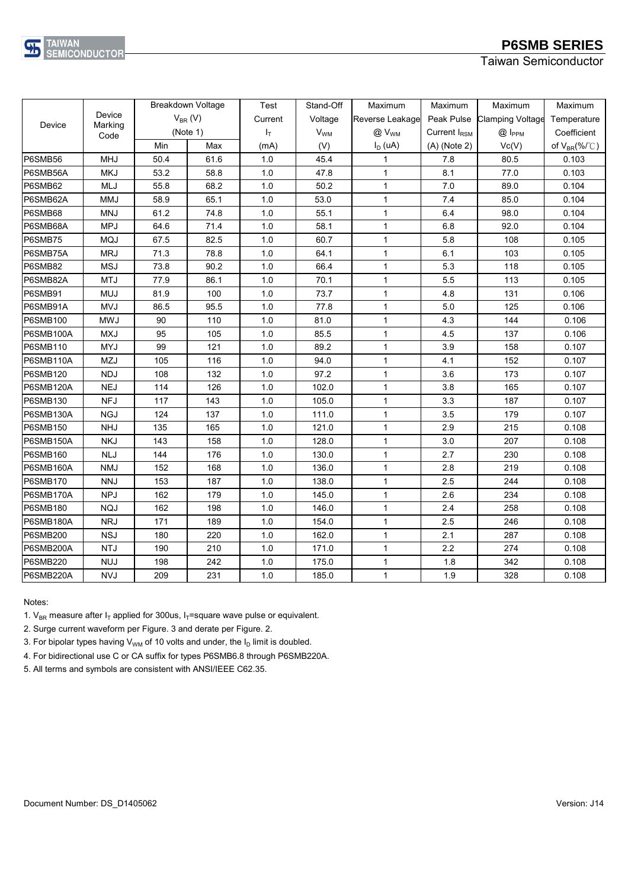| Device | Device Marking Code | Breakdown Voltage $V_{BR}$ (V) (Note 1) | | Test Current $I_T$ | Stand-Off Voltage $V_{WM}$ | Maximum Reverse Leakage @ $V_{WM}$ | Maximum Peak Pulse Current $I_{RSM}$ | Maximum Clamping Voltage @ $I_{PPM}$ | Maximum Temperature Coefficient |
|---|---|---|---|---|---|---|---|---|---|
| | | Min | Max | (mA) | (V) | $I_D$ (uA) | (A) (Note 2) | Vc(V) | of $V_{BR}$(%/℃) |
| P6SMB56 | MHJ | 50.4 | 61.6 | 1.0 | 45.4 | 1 | 7.8 | 80.5 | 0.103 |
| P6SMB56A | MKJ | 53.2 | 58.8 | 1.0 | 47.8 | 1 | 8.1 | 77.0 | 0.103 |
| P6SMB62 | MLJ | 55.8 | 68.2 | 1.0 | 50.2 | 1 | 7.0 | 89.0 | 0.104 |
| P6SMB62A | MMJ | 58.9 | 65.1 | 1.0 | 53.0 | 1 | 7.4 | 85.0 | 0.104 |
| P6SMB68 | MNJ | 61.2 | 74.8 | 1.0 | 55.1 | 1 | 6.4 | 98.0 | 0.104 |
| P6SMB68A | MPJ | 64.6 | 71.4 | 1.0 | 58.1 | 1 | 6.8 | 92.0 | 0.104 |
| P6SMB75 | MQJ | 67.5 | 82.5 | 1.0 | 60.7 | 1 | 5.8 | 108 | 0.105 |
| P6SMB75A | MRJ | 71.3 | 78.8 | 1.0 | 64.1 | 1 | 6.1 | 103 | 0.105 |
| P6SMB82 | MSJ | 73.8 | 90.2 | 1.0 | 66.4 | 1 | 5.3 | 118 | 0.105 |
| P6SMB82A | MTJ | 77.9 | 86.1 | 1.0 | 70.1 | 1 | 5.5 | 113 | 0.105 |
| P6SMB91 | MUJ | 81.9 | 100 | 1.0 | 73.7 | 1 | 4.8 | 131 | 0.106 |
| P6SMB91A | MVJ | 86.5 | 95.5 | 1.0 | 77.8 | 1 | 5.0 | 125 | 0.106 |
| P6SMB100 | MWJ | 90 | 110 | 1.0 | 81.0 | 1 | 4.3 | 144 | 0.106 |
| P6SMB100A | MXJ | 95 | 105 | 1.0 | 85.5 | 1 | 4.5 | 137 | 0.106 |
| P6SMB110 | MYJ | 99 | 121 | 1.0 | 89.2 | 1 | 3.9 | 158 | 0.107 |
| P6SMB110A | MZJ | 105 | 116 | 1.0 | 94.0 | 1 | 4.1 | 152 | 0.107 |
| P6SMB120 | NDJ | 108 | 132 | 1.0 | 97.2 | 1 | 3.6 | 173 | 0.107 |
| P6SMB120A | NEJ | 114 | 126 | 1.0 | 102.0 | 1 | 3.8 | 165 | 0.107 |
| P6SMB130 | NFJ | 117 | 143 | 1.0 | 105.0 | 1 | 3.3 | 187 | 0.107 |
| P6SMB130A | NGJ | 124 | 137 | 1.0 | 111.0 | 1 | 3.5 | 179 | 0.107 |
| P6SMB150 | NHJ | 135 | 165 | 1.0 | 121.0 | 1 | 2.9 | 215 | 0.108 |
| P6SMB150A | NKJ | 143 | 158 | 1.0 | 128.0 | 1 | 3.0 | 207 | 0.108 |
| P6SMB160 | NLJ | 144 | 176 | 1.0 | 130.0 | 1 | 2.7 | 230 | 0.108 |
| P6SMB160A | NMJ | 152 | 168 | 1.0 | 136.0 | 1 | 2.8 | 219 | 0.108 |
| P6SMB170 | NNJ | 153 | 187 | 1.0 | 138.0 | 1 | 2.5 | 244 | 0.108 |
| P6SMB170A | NPJ | 162 | 179 | 1.0 | 145.0 | 1 | 2.6 | 234 | 0.108 |
| P6SMB180 | NQJ | 162 | 198 | 1.0 | 146.0 | 1 | 2.4 | 258 | 0.108 |
| P6SMB180A | NRJ | 171 | 189 | 1.0 | 154.0 | 1 | 2.5 | 246 | 0.108 |
| P6SMB200 | NSJ | 180 | 220 | 1.0 | 162.0 | 1 | 2.1 | 287 | 0.108 |
| P6SMB200A | NTJ | 190 | 210 | 1.0 | 171.0 | 1 | 2.2 | 274 | 0.108 |
| P6SMB220 | NUJ | 198 | 242 | 1.0 | 175.0 | 1 | 1.8 | 342 | 0.108 |
| P6SMB220A | NVJ | 209 | 231 | 1.0 | 185.0 | 1 | 1.9 | 328 | 0.108 |

Notes:

1. $V_{BR}$ measure after $I_T$ applied for 300us, $I_T$=square wave pulse or equivalent.
2. Surge current waveform per Figure. 3 and derate per Figure. 2.
3. For bipolar types having $V_{WM}$ of 10 volts and under, the $I_D$ limit is doubled.
4. For bidirectional use C or CA suffix for types P6SMB6.8 through P6SMB220A.
5. All terms and symbols are consistent with ANSI/IEEE C62.35.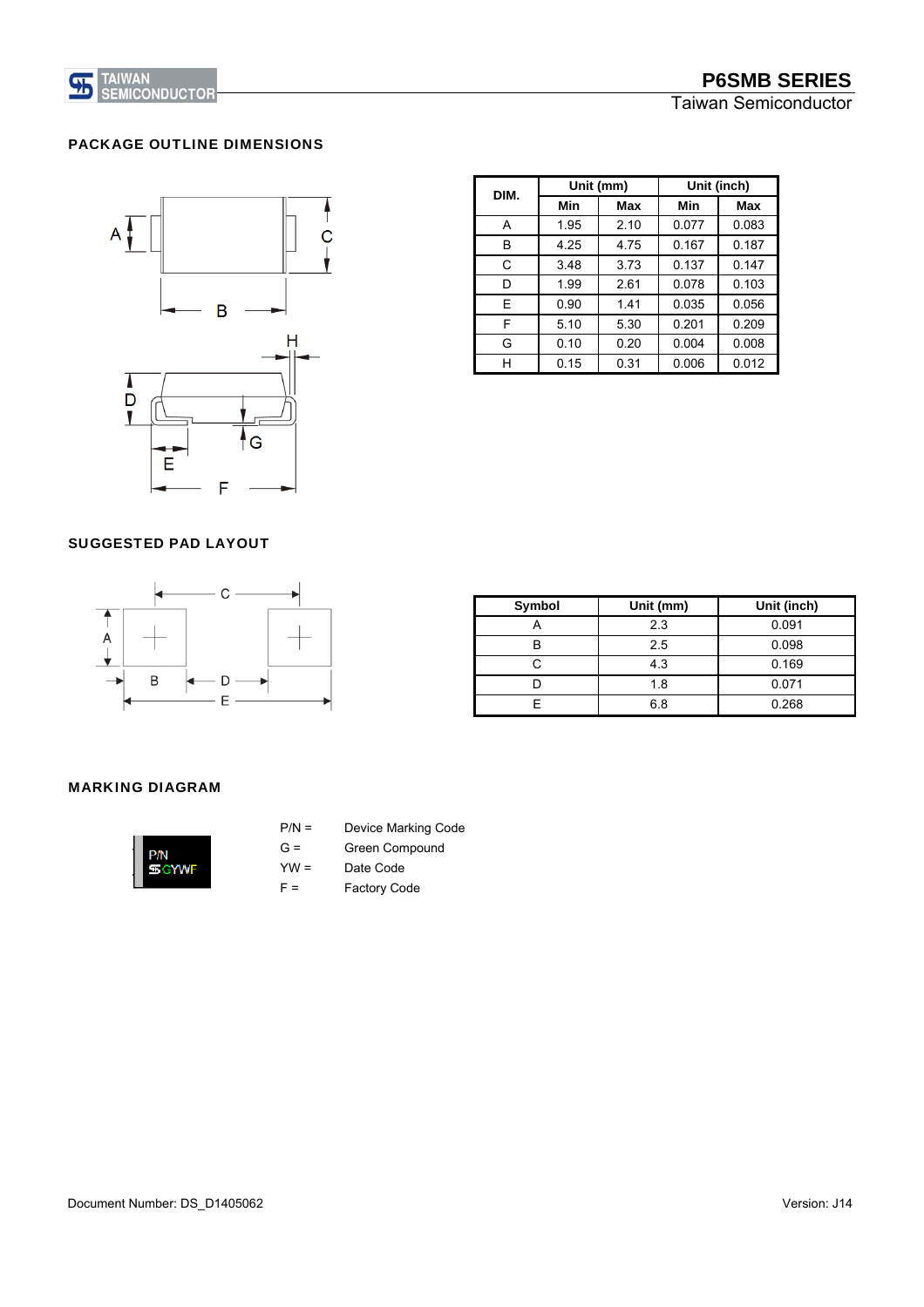## PACKAGE OUTLINE DIMENSIONS

| DIM. | Unit (mm) | | Unit (inch) | |
|---|---|---|---|---|
| | Min | Max | Min | Max |
| A | 1.95 | 2.10 | 0.077 | 0.083 |
| B | 4.25 | 4.75 | 0.167 | 0.187 |
| C | 3.48 | 3.73 | 0.137 | 0.147 |
| D | 1.99 | 2.61 | 0.078 | 0.103 |
| E | 0.90 | 1.41 | 0.035 | 0.056 |
| F | 5.10 | 5.30 | 0.201 | 0.209 |
| G | 0.10 | 0.20 | 0.004 | 0.008 |
| H | 0.15 | 0.31 | 0.006 | 0.012 |

## SUGGESTED PAD LAYOUT

| Symbol | Unit (mm) | Unit (inch) |
|---|---|---|
| A | 2.3 | 0.091 |
| B | 2.5 | 0.098 |
| C | 4.3 | 0.169 |
| D | 1.8 | 0.071 |
| E | 6.8 | 0.268 |

## MARKING DIAGRAM

P/N = Device Marking Code

G = Green Compound

YW = Date Code

F = Factory Code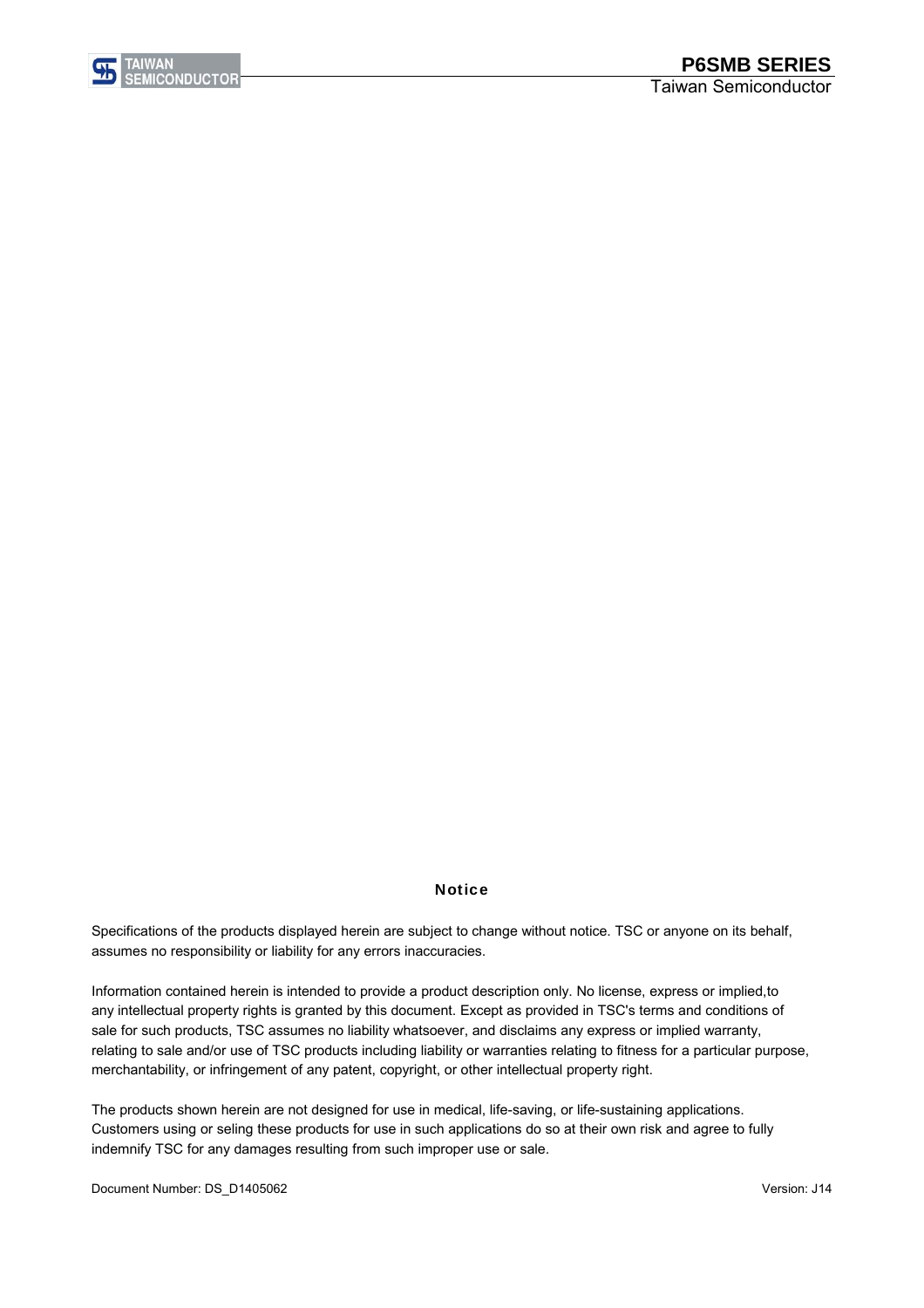## Notice

Specifications of the products displayed herein are subject to change without notice. TSC or anyone on its behalf, assumes no responsibility or liability for any errors inaccuracies.

Information contained herein is intended to provide a product description only. No license, express or implied,to any intellectual property rights is granted by this document. Except as provided in TSC's terms and conditions of sale for such products, TSC assumes no liability whatsoever, and disclaims any express or implied warranty, relating to sale and/or use of TSC products including liability or warranties relating to fitness for a particular purpose, merchantability, or infringement of any patent, copyright, or other intellectual property right.

The products shown herein are not designed for use in medical, life-saving, or life-sustaining applications. Customers using or seling these products for use in such applications do so at their own risk and agree to fully indemnify TSC for any damages resulting from such improper use or sale.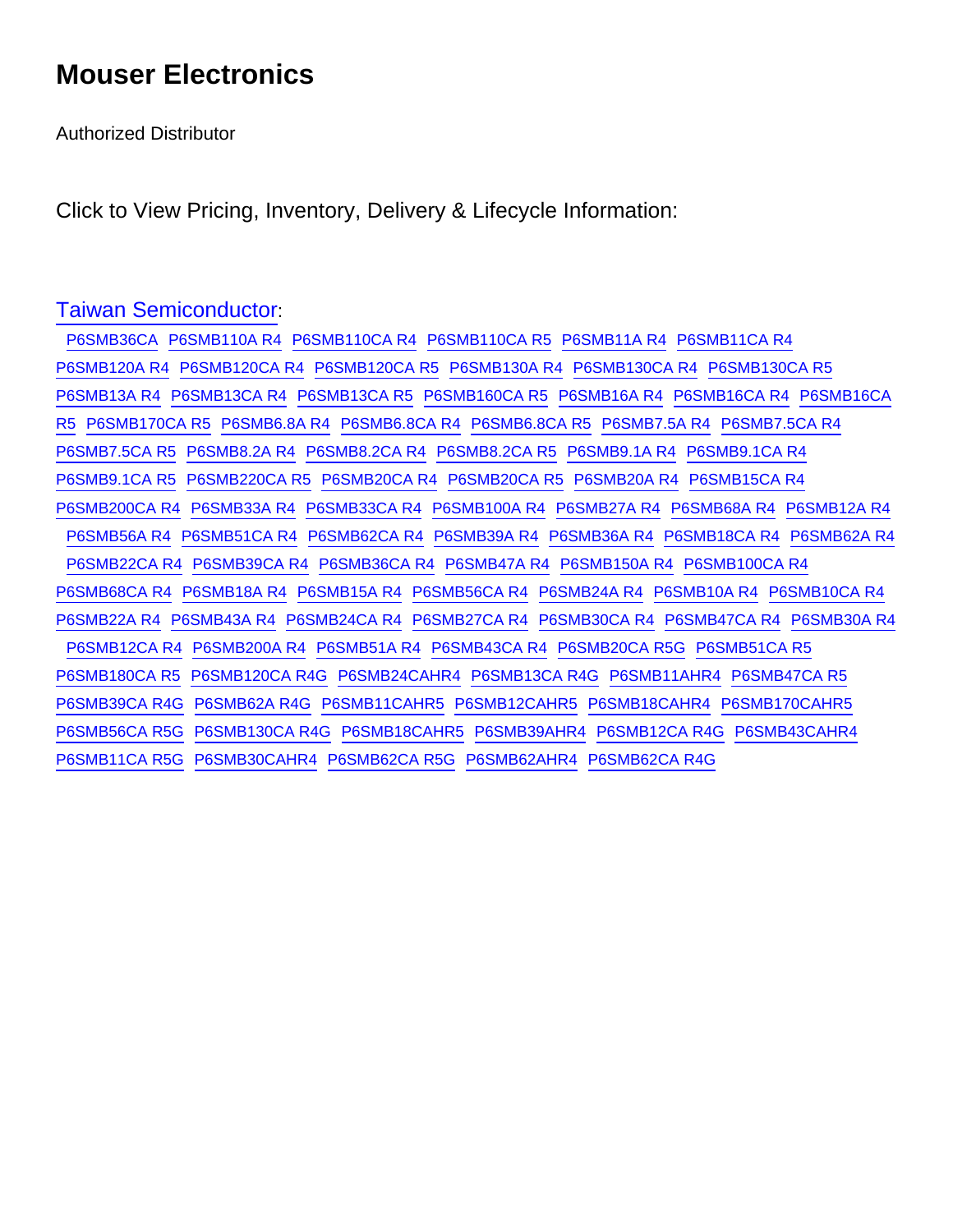# Mouser Electronics

Authorized Distributor

Click to View Pricing, Inventory, Delivery & Lifecycle Information:

Taiwan Semiconductor:

P6SMB36CA P6SMB110A R4 P6SMB110CA R4 P6SMB110CA R5 P6SMB11A R4 P6SMB11CA R4 P6SMB120A R4 P6SMB120CA R4 P6SMB120CA R5 P6SMB130A R4 P6SMB130CA R4 P6SMB130CA R5 P6SMB13A R4 P6SMB13CA R4 P6SMB13CA R5 P6SMB160CA R5 P6SMB16A R4 P6SMB16CA R4 P6SMB16CA R5 P6SMB170CA R5 P6SMB6.8A R4 P6SMB6.8CA R4 P6SMB6.8CA R5 P6SMB7.5A R4 P6SMB7.5CA R4 P6SMB7.5CA R5 P6SMB8.2A R4 P6SMB8.2CA R4 P6SMB8.2CA R5 P6SMB9.1A R4 P6SMB9.1CA R4 P6SMB9.1CA R5 P6SMB220CA R5 P6SMB20CA R4 P6SMB20CA R5 P6SMB20A R4 P6SMB15CA R4 P6SMB200CA R4 P6SMB33A R4 P6SMB33CA R4 P6SMB100A R4 P6SMB27A R4 P6SMB68A R4 P6SMB12A R4 P6SMB56A R4 P6SMB51CA R4 P6SMB62CA R4 P6SMB39A R4 P6SMB36A R4 P6SMB18CA R4 P6SMB62A R4 P6SMB22CA R4 P6SMB39CA R4 P6SMB36CA R4 P6SMB47A R4 P6SMB150A R4 P6SMB100CA R4 P6SMB68CA R4 P6SMB18A R4 P6SMB15A R4 P6SMB56CA R4 P6SMB24A R4 P6SMB10A R4 P6SMB10CA R4 P6SMB22A R4 P6SMB43A R4 P6SMB24CA R4 P6SMB27CA R4 P6SMB30CA R4 P6SMB47CA R4 P6SMB30A R4 P6SMB12CA R4 P6SMB200A R4 P6SMB51A R4 P6SMB43CA R4 P6SMB20CA R5G P6SMB51CA R5 P6SMB180CA R5 P6SMB120CA R4G P6SMB24CAHR4 P6SMB13CA R4G P6SMB11AHR4 P6SMB47CA R5 P6SMB39CA R4G P6SMB62A R4G P6SMB11CAHR5 P6SMB12CAHR5 P6SMB18CAHR4 P6SMB170CAHR5 P6SMB56CA R5G P6SMB130CA R4G P6SMB18CAHR5 P6SMB39AHR4 P6SMB12CA R4G P6SMB43CAHR4 P6SMB11CA R5G P6SMB30CAHR4 P6SMB62CA R5G P6SMB62AHR4 P6SMB62CA R4G